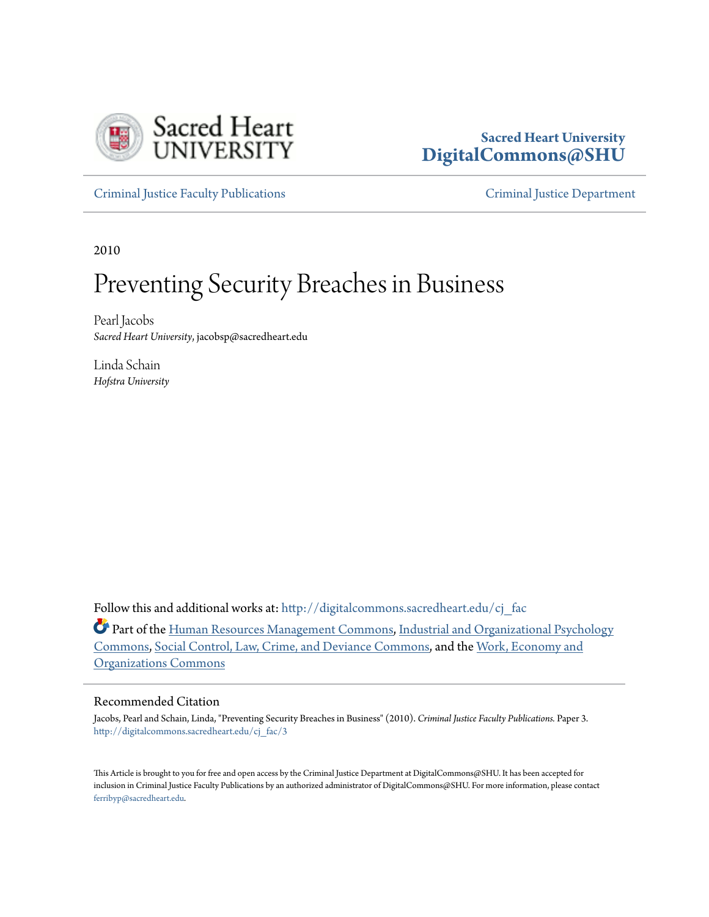Sacred Heart University
**DigitalCommons@SHU**

Criminal Justice Faculty Publications | Criminal Justice Department

2010

# Preventing Security Breaches in Business

Pearl Jacobs
*Sacred Heart University*, jacobsp@sacredheart.edu

Linda Schain
*Hofstra University*

Follow this and additional works at: http://digitalcommons.sacredheart.edu/cj_fac

Part of the Human Resources Management Commons, Industrial and Organizational Psychology Commons, Social Control, Law, Crime, and Deviance Commons, and the Work, Economy and Organizations Commons

## Recommended Citation

Jacobs, Pearl and Schain, Linda, "Preventing Security Breaches in Business" (2010). *Criminal Justice Faculty Publications.* Paper 3.
http://digitalcommons.sacredheart.edu/cj_fac/3

This Article is brought to you for free and open access by the Criminal Justice Department at DigitalCommons@SHU. It has been accepted for inclusion in Criminal Justice Faculty Publications by an authorized administrator of DigitalCommons@SHU. For more information, please contact ferribyp@sacredheart.edu.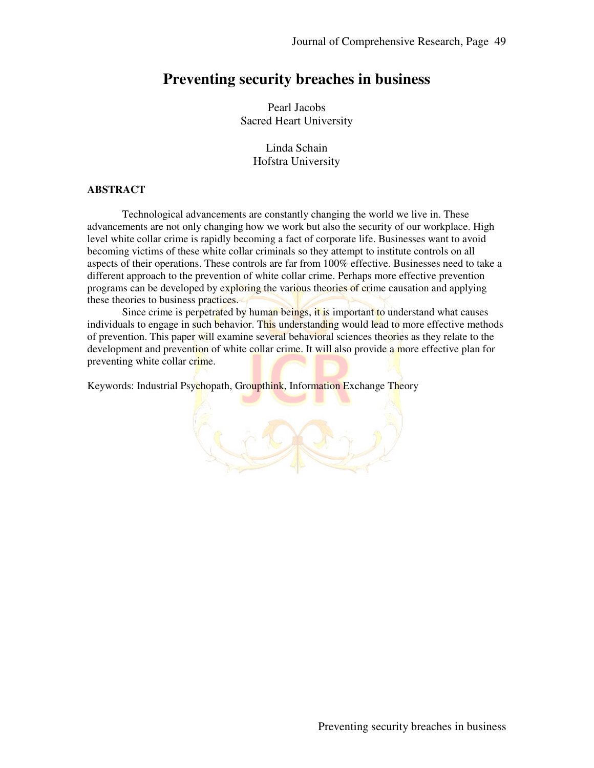# Preventing security breaches in business

Pearl Jacobs
Sacred Heart University

Linda Schain
Hofstra University

## ABSTRACT

Technological advancements are constantly changing the world we live in. These advancements are not only changing how we work but also the security of our workplace. High level white collar crime is rapidly becoming a fact of corporate life. Businesses want to avoid becoming victims of these white collar criminals so they attempt to institute controls on all aspects of their operations. These controls are far from 100% effective. Businesses need to take a different approach to the prevention of white collar crime. Perhaps more effective prevention programs can be developed by exploring the various theories of crime causation and applying these theories to business practices.

Since crime is perpetrated by human beings, it is important to understand what causes individuals to engage in such behavior. This understanding would lead to more effective methods of prevention. This paper will examine several behavioral sciences theories as they relate to the development and prevention of white collar crime. It will also provide a more effective plan for preventing white collar crime.

Keywords: Industrial Psychopath, Groupthink, Information Exchange Theory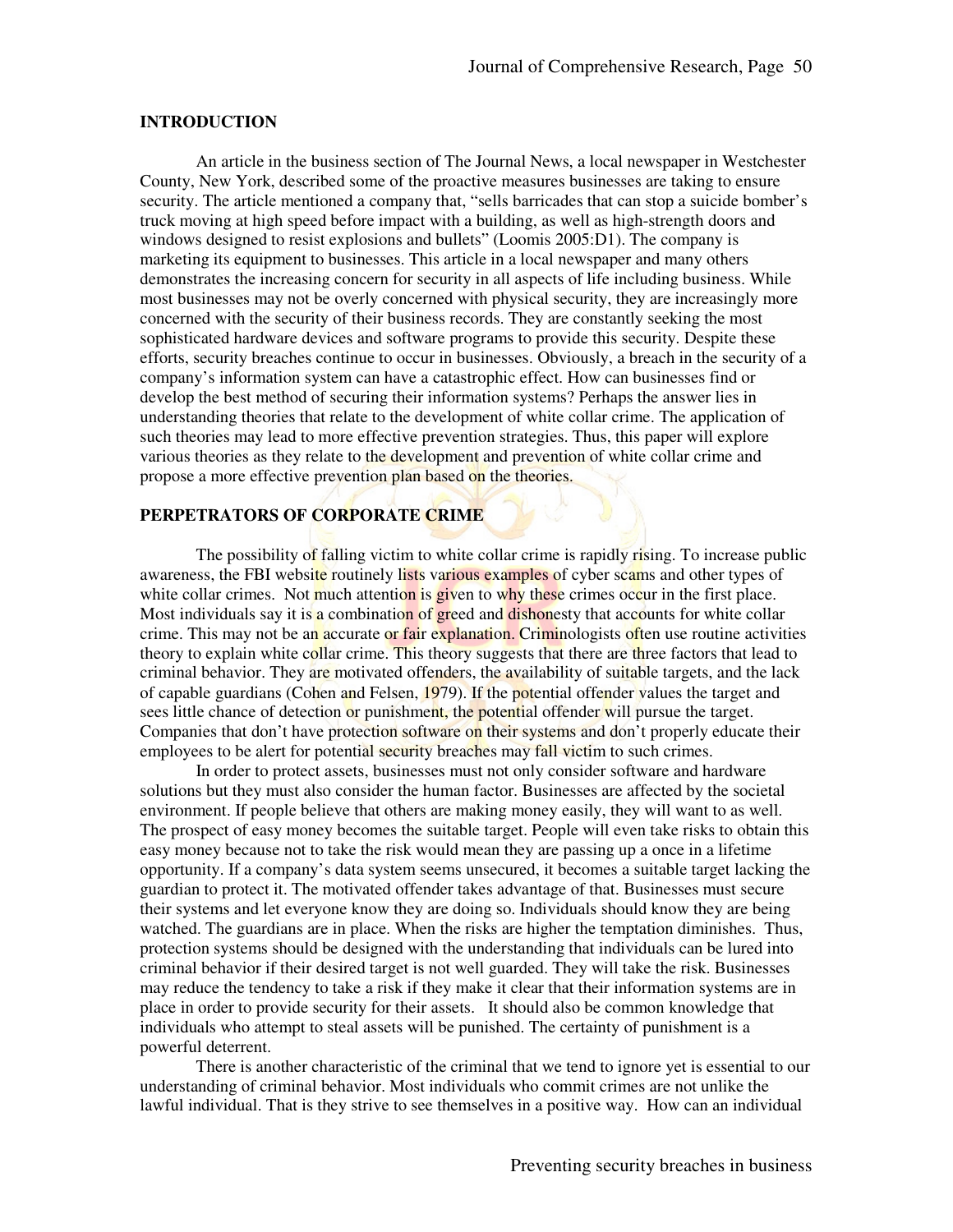## INTRODUCTION

An article in the business section of The Journal News, a local newspaper in Westchester County, New York, described some of the proactive measures businesses are taking to ensure security. The article mentioned a company that, "sells barricades that can stop a suicide bomber's truck moving at high speed before impact with a building, as well as high-strength doors and windows designed to resist explosions and bullets" (Loomis 2005:D1). The company is marketing its equipment to businesses. This article in a local newspaper and many others demonstrates the increasing concern for security in all aspects of life including business. While most businesses may not be overly concerned with physical security, they are increasingly more concerned with the security of their business records. They are constantly seeking the most sophisticated hardware devices and software programs to provide this security. Despite these efforts, security breaches continue to occur in businesses. Obviously, a breach in the security of a company's information system can have a catastrophic effect. How can businesses find or develop the best method of securing their information systems? Perhaps the answer lies in understanding theories that relate to the development of white collar crime. The application of such theories may lead to more effective prevention strategies. Thus, this paper will explore various theories as they relate to the development and prevention of white collar crime and propose a more effective prevention plan based on the theories.

## PERPETRATORS OF CORPORATE CRIME

The possibility of falling victim to white collar crime is rapidly rising. To increase public awareness, the FBI website routinely lists various examples of cyber scams and other types of white collar crimes. Not much attention is given to why these crimes occur in the first place. Most individuals say it is a combination of greed and dishonesty that accounts for white collar crime. This may not be an accurate or fair explanation. Criminologists often use routine activities theory to explain white collar crime. This theory suggests that there are three factors that lead to criminal behavior. They are motivated offenders, the availability of suitable targets, and the lack of capable guardians (Cohen and Felsen, 1979). If the potential offender values the target and sees little chance of detection or punishment, the potential offender will pursue the target. Companies that don't have protection software on their systems and don't properly educate their employees to be alert for potential security breaches may fall victim to such crimes.

In order to protect assets, businesses must not only consider software and hardware solutions but they must also consider the human factor. Businesses are affected by the societal environment. If people believe that others are making money easily, they will want to as well. The prospect of easy money becomes the suitable target. People will even take risks to obtain this easy money because not to take the risk would mean they are passing up a once in a lifetime opportunity. If a company's data system seems unsecured, it becomes a suitable target lacking the guardian to protect it. The motivated offender takes advantage of that. Businesses must secure their systems and let everyone know they are doing so. Individuals should know they are being watched. The guardians are in place. When the risks are higher the temptation diminishes. Thus, protection systems should be designed with the understanding that individuals can be lured into criminal behavior if their desired target is not well guarded. They will take the risk. Businesses may reduce the tendency to take a risk if they make it clear that their information systems are in place in order to provide security for their assets. It should also be common knowledge that individuals who attempt to steal assets will be punished. The certainty of punishment is a powerful deterrent.

There is another characteristic of the criminal that we tend to ignore yet is essential to our understanding of criminal behavior. Most individuals who commit crimes are not unlike the lawful individual. That is they strive to see themselves in a positive way. How can an individual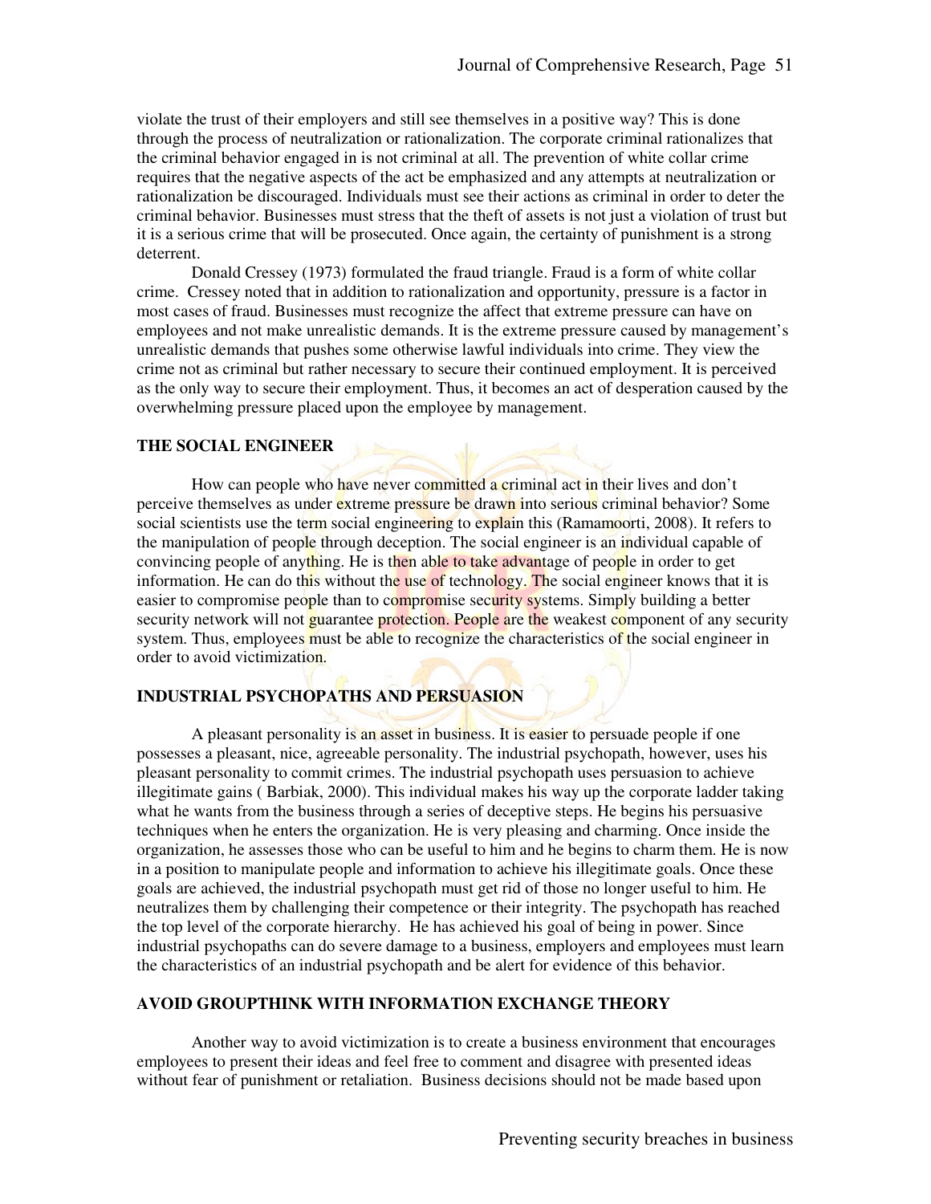violate the trust of their employers and still see themselves in a positive way? This is done through the process of neutralization or rationalization. The corporate criminal rationalizes that the criminal behavior engaged in is not criminal at all. The prevention of white collar crime requires that the negative aspects of the act be emphasized and any attempts at neutralization or rationalization be discouraged. Individuals must see their actions as criminal in order to deter the criminal behavior. Businesses must stress that the theft of assets is not just a violation of trust but it is a serious crime that will be prosecuted. Once again, the certainty of punishment is a strong deterrent.

Donald Cressey (1973) formulated the fraud triangle. Fraud is a form of white collar crime. Cressey noted that in addition to rationalization and opportunity, pressure is a factor in most cases of fraud. Businesses must recognize the affect that extreme pressure can have on employees and not make unrealistic demands. It is the extreme pressure caused by management's unrealistic demands that pushes some otherwise lawful individuals into crime. They view the crime not as criminal but rather necessary to secure their continued employment. It is perceived as the only way to secure their employment. Thus, it becomes an act of desperation caused by the overwhelming pressure placed upon the employee by management.

## THE SOCIAL ENGINEER

How can people who have never committed a criminal act in their lives and don't perceive themselves as under extreme pressure be drawn into serious criminal behavior? Some social scientists use the term social engineering to explain this (Ramamoorti, 2008). It refers to the manipulation of people through deception. The social engineer is an individual capable of convincing people of anything. He is then able to take advantage of people in order to get information. He can do this without the use of technology. The social engineer knows that it is easier to compromise people than to compromise security systems. Simply building a better security network will not guarantee protection. People are the weakest component of any security system. Thus, employees must be able to recognize the characteristics of the social engineer in order to avoid victimization.

## INDUSTRIAL PSYCHOPATHS AND PERSUASION

A pleasant personality is an asset in business. It is easier to persuade people if one possesses a pleasant, nice, agreeable personality. The industrial psychopath, however, uses his pleasant personality to commit crimes. The industrial psychopath uses persuasion to achieve illegitimate gains ( Barbiak, 2000). This individual makes his way up the corporate ladder taking what he wants from the business through a series of deceptive steps. He begins his persuasive techniques when he enters the organization. He is very pleasing and charming. Once inside the organization, he assesses those who can be useful to him and he begins to charm them. He is now in a position to manipulate people and information to achieve his illegitimate goals. Once these goals are achieved, the industrial psychopath must get rid of those no longer useful to him. He neutralizes them by challenging their competence or their integrity. The psychopath has reached the top level of the corporate hierarchy. He has achieved his goal of being in power. Since industrial psychopaths can do severe damage to a business, employers and employees must learn the characteristics of an industrial psychopath and be alert for evidence of this behavior.

## AVOID GROUPTHINK WITH INFORMATION EXCHANGE THEORY

Another way to avoid victimization is to create a business environment that encourages employees to present their ideas and feel free to comment and disagree with presented ideas without fear of punishment or retaliation. Business decisions should not be made based upon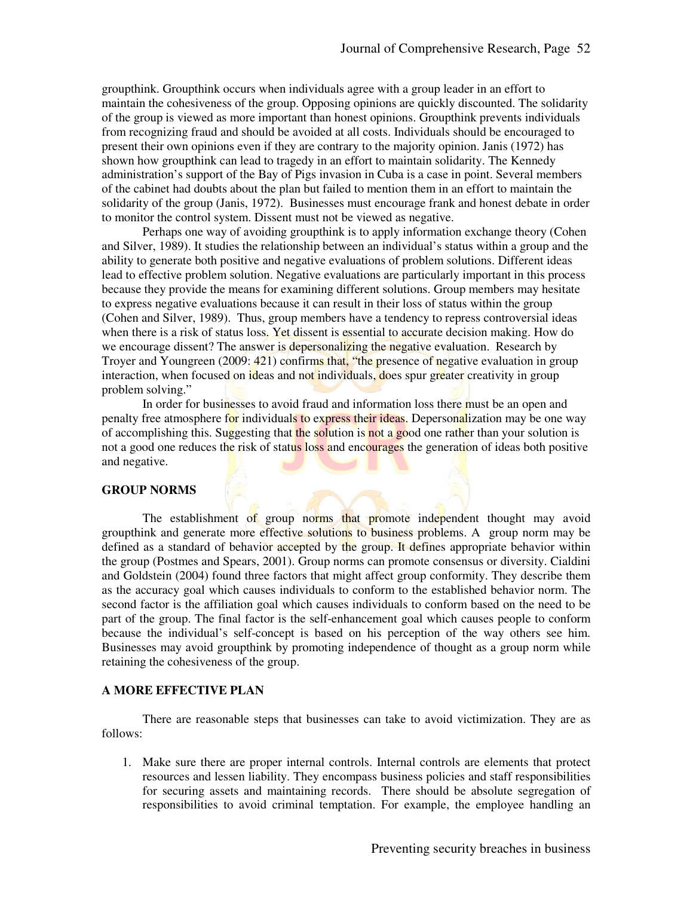groupthink. Groupthink occurs when individuals agree with a group leader in an effort to maintain the cohesiveness of the group. Opposing opinions are quickly discounted. The solidarity of the group is viewed as more important than honest opinions. Groupthink prevents individuals from recognizing fraud and should be avoided at all costs. Individuals should be encouraged to present their own opinions even if they are contrary to the majority opinion. Janis (1972) has shown how groupthink can lead to tragedy in an effort to maintain solidarity. The Kennedy administration's support of the Bay of Pigs invasion in Cuba is a case in point. Several members of the cabinet had doubts about the plan but failed to mention them in an effort to maintain the solidarity of the group (Janis, 1972). Businesses must encourage frank and honest debate in order to monitor the control system. Dissent must not be viewed as negative.

Perhaps one way of avoiding groupthink is to apply information exchange theory (Cohen and Silver, 1989). It studies the relationship between an individual's status within a group and the ability to generate both positive and negative evaluations of problem solutions. Different ideas lead to effective problem solution. Negative evaluations are particularly important in this process because they provide the means for examining different solutions. Group members may hesitate to express negative evaluations because it can result in their loss of status within the group (Cohen and Silver, 1989). Thus, group members have a tendency to repress controversial ideas when there is a risk of status loss. Yet dissent is essential to accurate decision making. How do we encourage dissent? The answer is depersonalizing the negative evaluation. Research by Troyer and Youngreen (2009: 421) confirms that, "the presence of negative evaluation in group interaction, when focused on ideas and not individuals, does spur greater creativity in group problem solving."

In order for businesses to avoid fraud and information loss there must be an open and penalty free atmosphere for individuals to express their ideas. Depersonalization may be one way of accomplishing this. Suggesting that the solution is not a good one rather than your solution is not a good one reduces the risk of status loss and encourages the generation of ideas both positive and negative.

## GROUP NORMS

The establishment of group norms that promote independent thought may avoid groupthink and generate more effective solutions to business problems. A group norm may be defined as a standard of behavior accepted by the group. It defines appropriate behavior within the group (Postmes and Spears, 2001). Group norms can promote consensus or diversity. Cialdini and Goldstein (2004) found three factors that might affect group conformity. They describe them as the accuracy goal which causes individuals to conform to the established behavior norm. The second factor is the affiliation goal which causes individuals to conform based on the need to be part of the group. The final factor is the self-enhancement goal which causes people to conform because the individual's self-concept is based on his perception of the way others see him. Businesses may avoid groupthink by promoting independence of thought as a group norm while retaining the cohesiveness of the group.

## A MORE EFFECTIVE PLAN

There are reasonable steps that businesses can take to avoid victimization. They are as follows:

1. Make sure there are proper internal controls. Internal controls are elements that protect resources and lessen liability. They encompass business policies and staff responsibilities for securing assets and maintaining records. There should be absolute segregation of responsibilities to avoid criminal temptation. For example, the employee handling an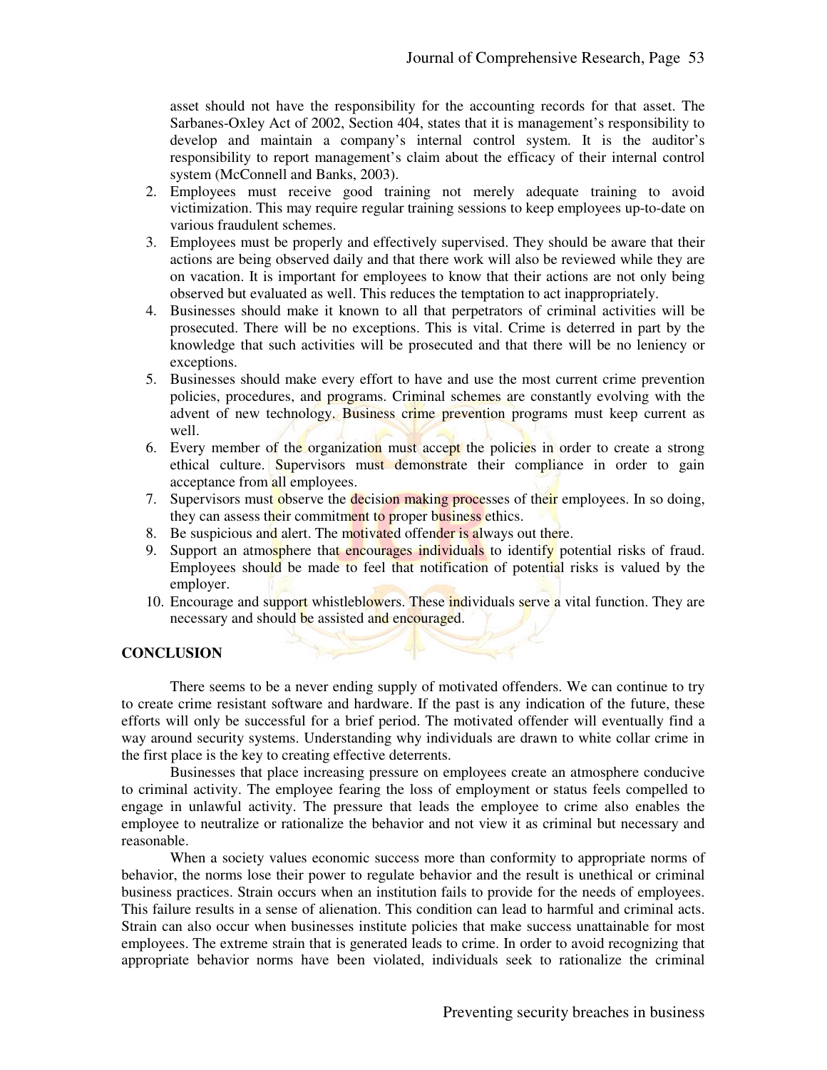asset should not have the responsibility for the accounting records for that asset. The Sarbanes-Oxley Act of 2002, Section 404, states that it is management's responsibility to develop and maintain a company's internal control system. It is the auditor's responsibility to report management's claim about the efficacy of their internal control system (McConnell and Banks, 2003).

2. Employees must receive good training not merely adequate training to avoid victimization. This may require regular training sessions to keep employees up-to-date on various fraudulent schemes.
3. Employees must be properly and effectively supervised. They should be aware that their actions are being observed daily and that there work will also be reviewed while they are on vacation. It is important for employees to know that their actions are not only being observed but evaluated as well. This reduces the temptation to act inappropriately.
4. Businesses should make it known to all that perpetrators of criminal activities will be prosecuted. There will be no exceptions. This is vital. Crime is deterred in part by the knowledge that such activities will be prosecuted and that there will be no leniency or exceptions.
5. Businesses should make every effort to have and use the most current crime prevention policies, procedures, and programs. Criminal schemes are constantly evolving with the advent of new technology. Business crime prevention programs must keep current as well.
6. Every member of the organization must accept the policies in order to create a strong ethical culture. Supervisors must demonstrate their compliance in order to gain acceptance from all employees.
7. Supervisors must observe the decision making processes of their employees. In so doing, they can assess their commitment to proper business ethics.
8. Be suspicious and alert. The motivated offender is always out there.
9. Support an atmosphere that encourages individuals to identify potential risks of fraud. Employees should be made to feel that notification of potential risks is valued by the employer.
10. Encourage and support whistleblowers. These individuals serve a vital function. They are necessary and should be assisted and encouraged.

## CONCLUSION

There seems to be a never ending supply of motivated offenders. We can continue to try to create crime resistant software and hardware. If the past is any indication of the future, these efforts will only be successful for a brief period. The motivated offender will eventually find a way around security systems. Understanding why individuals are drawn to white collar crime in the first place is the key to creating effective deterrents.

Businesses that place increasing pressure on employees create an atmosphere conducive to criminal activity. The employee fearing the loss of employment or status feels compelled to engage in unlawful activity. The pressure that leads the employee to crime also enables the employee to neutralize or rationalize the behavior and not view it as criminal but necessary and reasonable.

When a society values economic success more than conformity to appropriate norms of behavior, the norms lose their power to regulate behavior and the result is unethical or criminal business practices. Strain occurs when an institution fails to provide for the needs of employees. This failure results in a sense of alienation. This condition can lead to harmful and criminal acts. Strain can also occur when businesses institute policies that make success unattainable for most employees. The extreme strain that is generated leads to crime. In order to avoid recognizing that appropriate behavior norms have been violated, individuals seek to rationalize the criminal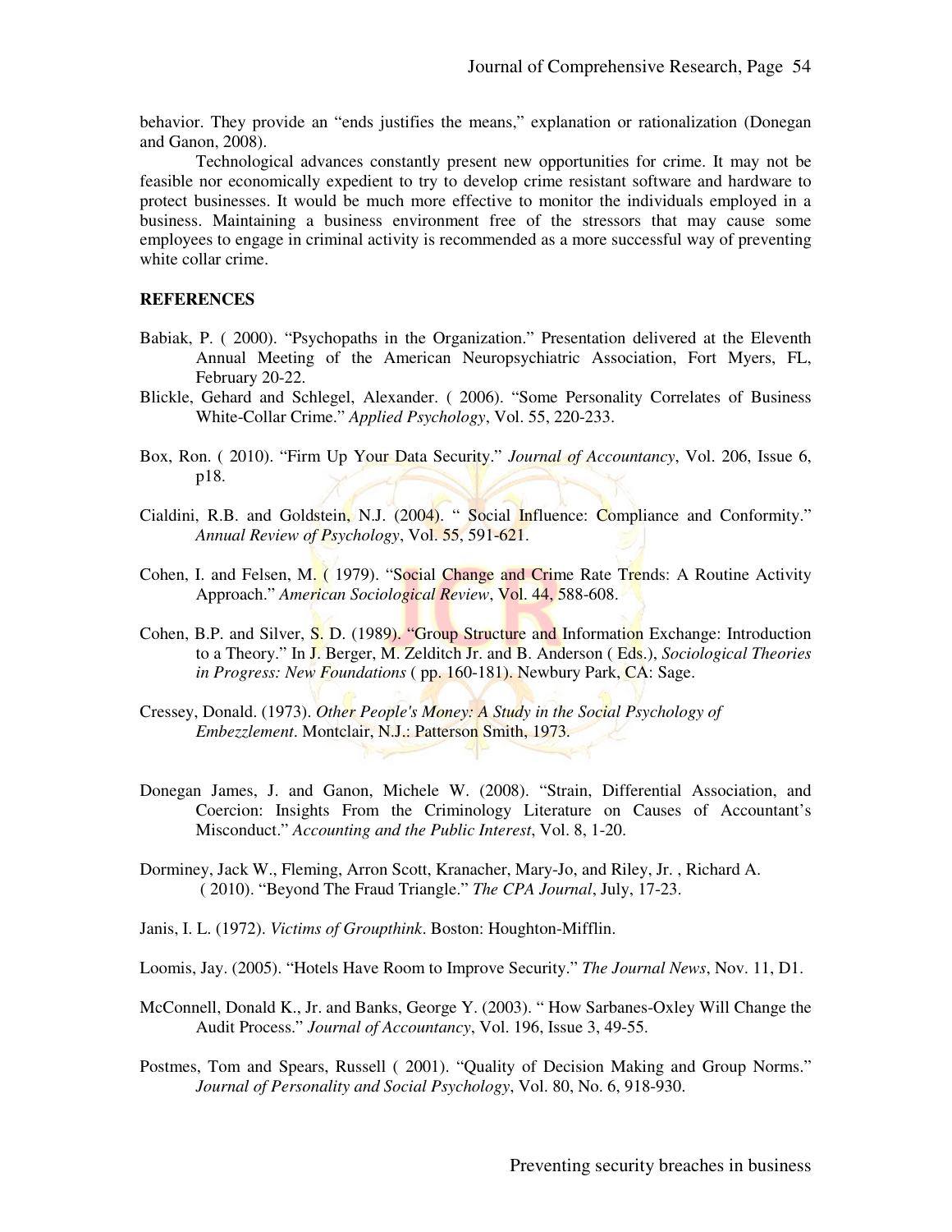behavior. They provide an "ends justifies the means," explanation or rationalization (Donegan and Ganon, 2008).

Technological advances constantly present new opportunities for crime. It may not be feasible nor economically expedient to try to develop crime resistant software and hardware to protect businesses. It would be much more effective to monitor the individuals employed in a business. Maintaining a business environment free of the stressors that may cause some employees to engage in criminal activity is recommended as a more successful way of preventing white collar crime.

**REFERENCES**

Babiak, P. ( 2000). "Psychopaths in the Organization." Presentation delivered at the Eleventh Annual Meeting of the American Neuropsychiatric Association, Fort Myers, FL, February 20-22.

Blickle, Gehard and Schlegel, Alexander. ( 2006). "Some Personality Correlates of Business White-Collar Crime." *Applied Psychology*, Vol. 55, 220-233.

Box, Ron. ( 2010). "Firm Up Your Data Security." *Journal of Accountancy*, Vol. 206, Issue 6, p18.

Cialdini, R.B. and Goldstein, N.J. (2004). " Social Influence: Compliance and Conformity." *Annual Review of Psychology*, Vol. 55, 591-621.

Cohen, I. and Felsen, M. ( 1979). "Social Change and Crime Rate Trends: A Routine Activity Approach." *American Sociological Review*, Vol. 44, 588-608.

Cohen, B.P. and Silver, S. D. (1989). "Group Structure and Information Exchange: Introduction to a Theory." In J. Berger, M. Zelditch Jr. and B. Anderson ( Eds.), *Sociological Theories in Progress: New Foundations* ( pp. 160-181). Newbury Park, CA: Sage.

Cressey, Donald. (1973). *Other People's Money: A Study in the Social Psychology of Embezzlement*. Montclair, N.J.: Patterson Smith, 1973.

Donegan James, J. and Ganon, Michele W. (2008). "Strain, Differential Association, and Coercion: Insights From the Criminology Literature on Causes of Accountant's Misconduct." *Accounting and the Public Interest*, Vol. 8, 1-20.

Dorminey, Jack W., Fleming, Arron Scott, Kranacher, Mary-Jo, and Riley, Jr. , Richard A. ( 2010). "Beyond The Fraud Triangle." *The CPA Journal*, July, 17-23.

Janis, I. L. (1972). *Victims of Groupthink*. Boston: Houghton-Mifflin.

Loomis, Jay. (2005). "Hotels Have Room to Improve Security." *The Journal News*, Nov. 11, D1.

McConnell, Donald K., Jr. and Banks, George Y. (2003). " How Sarbanes-Oxley Will Change the Audit Process." *Journal of Accountancy*, Vol. 196, Issue 3, 49-55.

Postmes, Tom and Spears, Russell ( 2001). "Quality of Decision Making and Group Norms." *Journal of Personality and Social Psychology*, Vol. 80, No. 6, 918-930.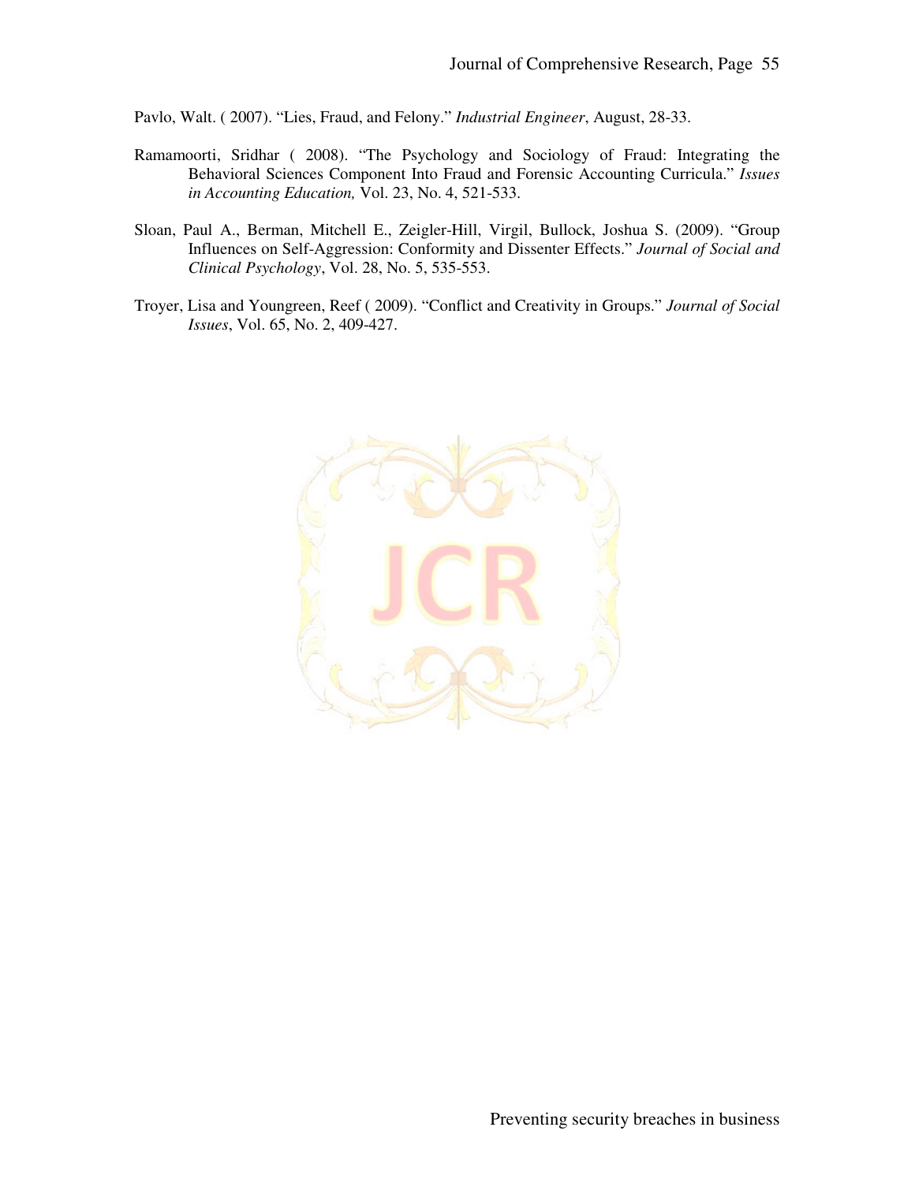Pavlo, Walt. ( 2007). "Lies, Fraud, and Felony." *Industrial Engineer*, August, 28-33.

Ramamoorti, Sridhar ( 2008). "The Psychology and Sociology of Fraud: Integrating the Behavioral Sciences Component Into Fraud and Forensic Accounting Curricula." *Issues in Accounting Education,* Vol. 23, No. 4, 521-533.

Sloan, Paul A., Berman, Mitchell E., Zeigler-Hill, Virgil, Bullock, Joshua S. (2009). "Group Influences on Self-Aggression: Conformity and Dissenter Effects." *Journal of Social and Clinical Psychology*, Vol. 28, No. 5, 535-553.

Troyer, Lisa and Youngreen, Reef ( 2009). "Conflict and Creativity in Groups." *Journal of Social Issues*, Vol. 65, No. 2, 409-427.